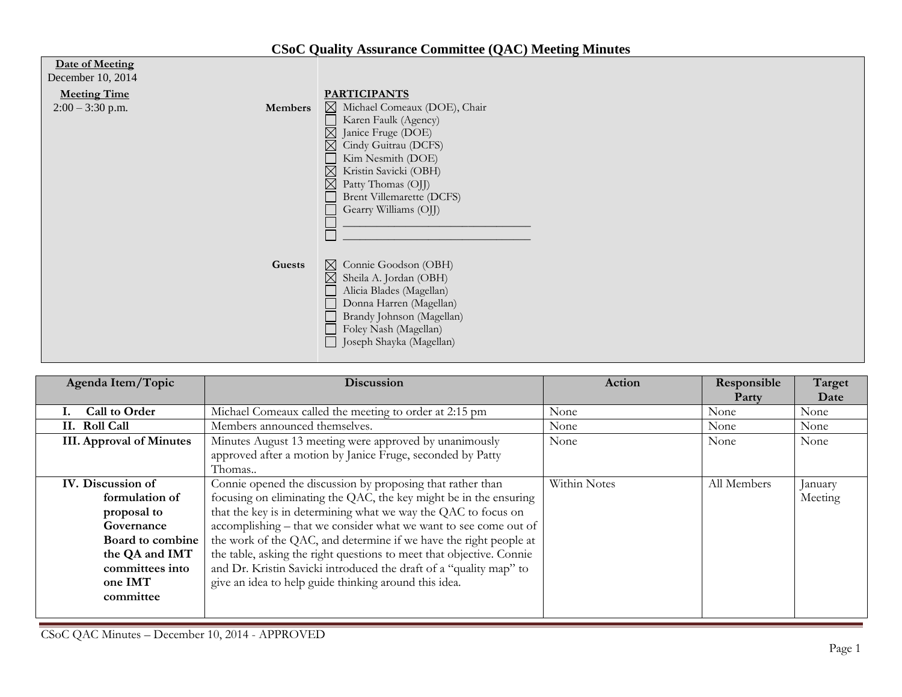# CSoC Quality Assurance Committee (QAC) Meeting Minutes

**Date of Meeting**
December 10, 2014

**Meeting Time**
2:00 – 3:30 p.m.

**PARTICIPANTS**

**Members**

- ☒ Michael Comeaux (DOE), Chair
- ☐ Karen Faulk (Agency)
- ☒ Janice Fruge (DOE)
- ☒ Cindy Guitrau (DCFS)
- ☐ Kim Nesmith (DOE)
- ☒ Kristin Savicki (OBH)
- ☒ Patty Thomas (OJJ)
- ☐ Brent Villemarette (DCFS)
- ☐ Gearry Williams (OJJ)
- ☐ ______________________________
- ☐ ______________________________

**Guests**

- ☒ Connie Goodson (OBH)
- ☒ Sheila A. Jordan (OBH)
- ☐ Alicia Blades (Magellan)
- ☐ Donna Harren (Magellan)
- ☐ Brandy Johnson (Magellan)
- ☐ Foley Nash (Magellan)
- ☐ Joseph Shayka (Magellan)

| Agenda Item/Topic | Discussion | Action | Responsible Party | Target Date |
|---|---|---|---|---|
| **I. Call to Order** | Michael Comeaux called the meeting to order at 2:15 pm | None | None | None |
| **II. Roll Call** | Members announced themselves. | None | None | None |
| **III. Approval of Minutes** | Minutes August 13 meeting were approved by unanimously approved after a motion by Janice Fruge, seconded by Patty Thomas.. | None | None | None |
| **IV. Discussion of formulation of proposal to Governance Board to combine the QA and IMT committees into one IMT committee** | Connie opened the discussion by proposing that rather than focusing on eliminating the QAC, the key might be in the ensuring that the key is in determining what we way the QAC to focus on accomplishing – that we consider what we want to see come out of the work of the QAC, and determine if we have the right people at the table, asking the right questions to meet that objective. Connie and Dr. Kristin Savicki introduced the draft of a "quality map" to give an idea to help guide thinking around this idea. | Within Notes | All Members | January Meeting |

CSoC QAC Minutes – December 10, 2014 - APPROVED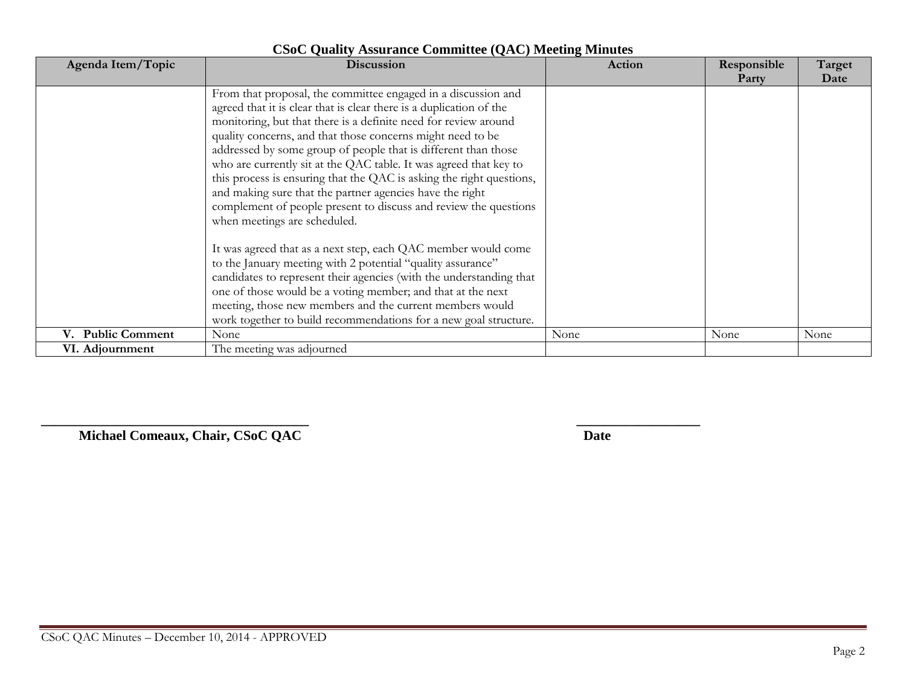# CSoC Quality Assurance Committee (QAC) Meeting Minutes

| Agenda Item/Topic | Discussion | Action | Responsible Party | Target Date |
|---|---|---|---|---|
| | From that proposal, the committee engaged in a discussion and agreed that it is clear that is clear there is a duplication of the monitoring, but that there is a definite need for review around quality concerns, and that those concerns might need to be addressed by some group of people that is different than those who are currently sit at the QAC table. It was agreed that key to this process is ensuring that the QAC is asking the right questions, and making sure that the partner agencies have the right complement of people present to discuss and review the questions when meetings are scheduled.<br><br>It was agreed that as a next step, each QAC member would come to the January meeting with 2 potential "quality assurance" candidates to represent their agencies (with the understanding that one of those would be a voting member; and that at the next meeting, those new members and the current members would work together to build recommendations for a new goal structure. | | | |
| **V. Public Comment** | None | None | None | None |
| **VI. Adjournment** | The meeting was adjourned | | | |

\_\_\_\_\_\_\_\_\_\_\_\_\_\_\_\_\_\_\_\_\_\_\_\_\_\_\_\_\_\_\_\_\_\_\_\_\_\_\_\_
**Michael Comeaux, Chair, CSoC QAC**

\_\_\_\_\_\_\_\_\_\_\_\_\_\_\_\_\_\_\_
**Date**

CSoC QAC Minutes – December 10, 2014 - APPROVED